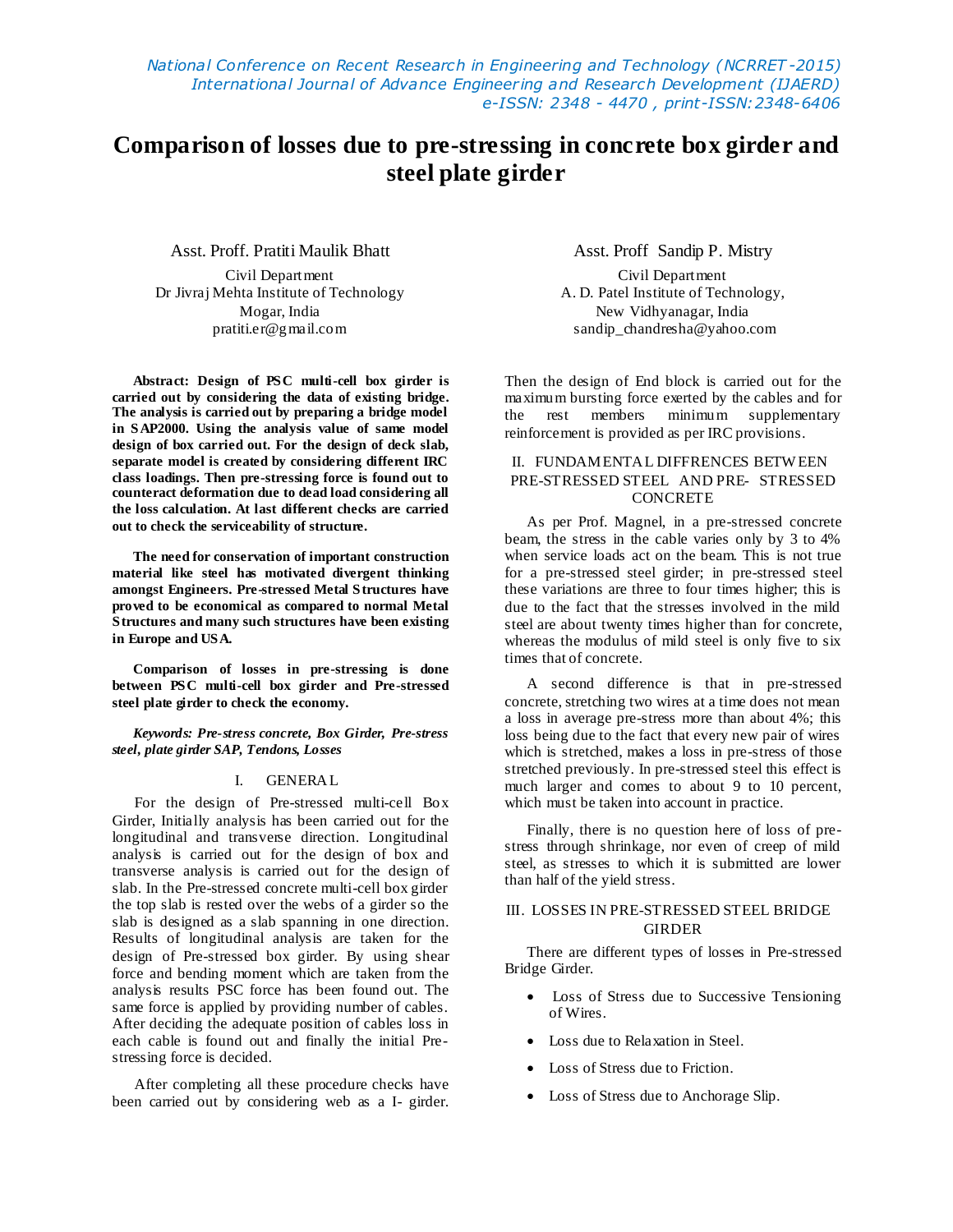# Comparison of losses due to pre-stressing in concrete box girder and steel plate girder

Asst. Proff. Pratiti Maulik Bhatt
Civil Department
Dr Jivraj Mehta Institute of Technology
Mogar, India
pratiti.er@gmail.com

Asst. Proff Sandip P. Mistry
Civil Department
A. D. Patel Institute of Technology,
New Vidhyanagar, India
sandip_chandresha@yahoo.com

**Abstract: Design of PSC multi-cell box girder is carried out by considering the data of existing bridge. The analysis is carried out by preparing a bridge model in SAP2000. Using the analysis value of same model design of box carried out. For the design of deck slab, separate model is created by considering different IRC class loadings. Then pre-stressing force is found out to counteract deformation due to dead load considering all the loss calculation. At last different checks are carried out to check the serviceability of structure.**

**The need for conservation of important construction material like steel has motivated divergent thinking amongst Engineers. Pre-stressed Metal Structures have proved to be economical as compared to normal Metal Structures and many such structures have been existing in Europe and USA.**

**Comparison of losses in pre-stressing is done between PSC multi-cell box girder and Pre-stressed steel plate girder to check the economy.**

***Keywords: Pre-stress concrete, Box Girder, Pre-stress steel, plate girder SAP, Tendons, Losses***

## I. GENERAL

For the design of Pre-stressed multi-cell Box Girder, Initially analysis has been carried out for the longitudinal and transverse direction. Longitudinal analysis is carried out for the design of box and transverse analysis is carried out for the design of slab. In the Pre-stressed concrete multi-cell box girder the top slab is rested over the webs of a girder so the slab is designed as a slab spanning in one direction. Results of longitudinal analysis are taken for the design of Pre-stressed box girder. By using shear force and bending moment which are taken from the analysis results PSC force has been found out. The same force is applied by providing number of cables. After deciding the adequate position of cables loss in each cable is found out and finally the initial Pre-stressing force is decided.

After completing all these procedure checks have been carried out by considering web as a I- girder. Then the design of End block is carried out for the maximum bursting force exerted by the cables and for the rest members minimum supplementary reinforcement is provided as per IRC provisions.

## II. FUNDAMENTAL DIFFRENCES BETWEEN PRE-STRESSED STEEL AND PRE- STRESSED CONCRETE

As per Prof. Magnel, in a pre-stressed concrete beam, the stress in the cable varies only by 3 to 4% when service loads act on the beam. This is not true for a pre-stressed steel girder; in pre-stressed steel these variations are three to four times higher; this is due to the fact that the stresses involved in the mild steel are about twenty times higher than for concrete, whereas the modulus of mild steel is only five to six times that of concrete.

A second difference is that in pre-stressed concrete, stretching two wires at a time does not mean a loss in average pre-stress more than about 4%; this loss being due to the fact that every new pair of wires which is stretched, makes a loss in pre-stress of those stretched previously. In pre-stressed steel this effect is much larger and comes to about 9 to 10 percent, which must be taken into account in practice.

Finally, there is no question here of loss of pre-stress through shrinkage, nor even of creep of mild steel, as stresses to which it is submitted are lower than half of the yield stress.

## III. LOSSES IN PRE-STRESSED STEEL BRIDGE GIRDER

There are different types of losses in Pre-stressed Bridge Girder.

- Loss of Stress due to Successive Tensioning of Wires.
- Loss due to Relaxation in Steel.
- Loss of Stress due to Friction.
- Loss of Stress due to Anchorage Slip.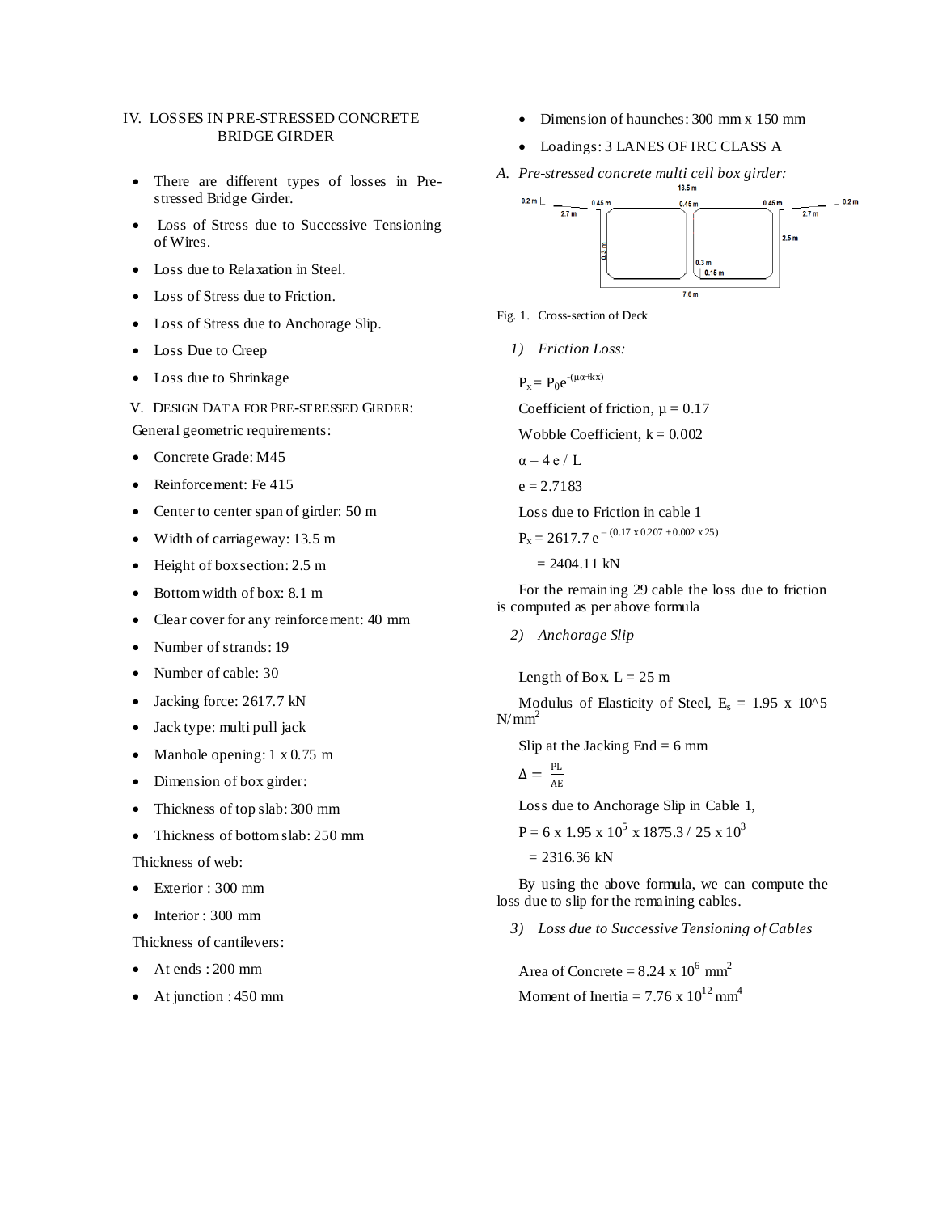## IV. LOSSES IN PRE-STRESSED CONCRETE BRIDGE GIRDER

- There are different types of losses in Pre-stressed Bridge Girder.
- Loss of Stress due to Successive Tensioning of Wires.
- Loss due to Relaxation in Steel.
- Loss of Stress due to Friction.
- Loss of Stress due to Anchorage Slip.
- Loss Due to Creep
- Loss due to Shrinkage

## V. DESIGN DATA FOR PRE-STRESSED GIRDER:

General geometric requirements:

- Concrete Grade: M45
- Reinforcement: Fe 415
- Center to center span of girder: 50 m
- Width of carriageway: 13.5 m
- Height of box section: 2.5 m
- Bottom width of box: 8.1 m
- Clear cover for any reinforcement: 40 mm
- Number of strands: 19
- Number of cable: 30
- Jacking force: 2617.7 kN
- Jack type: multi pull jack
- Manhole opening: 1 x 0.75 m
- Dimension of box girder:
- Thickness of top slab: 300 mm
- Thickness of bottom slab: 250 mm

Thickness of web:

- Exterior : 300 mm
- Interior : 300 mm

Thickness of cantilevers:

- At ends : 200 mm
- At junction : 450 mm
- Dimension of haunches: 300 mm x 150 mm
- Loadings: 3 LANES OF IRC CLASS A

### A. Pre-stressed concrete multi cell box girder:

Fig. 1. Cross-section of Deck

#### 1) Friction Loss:

$P_x = P_0 e^{-(\mu\alpha + kx)}$

Coefficient of friction, $\mu = 0.17$

Wobble Coefficient, $k = 0.002$

$\alpha = 4\,e\,/\,L$

$e = 2.7183$

Loss due to Friction in cable 1

$P_x = 2617.7\, e^{-(0.17 \times 0.207 + 0.002 \times 25)}$

$= 2404.11$ kN

For the remaining 29 cable the loss due to friction is computed as per above formula

#### 2) Anchorage Slip

Length of Box. L = 25 m

Modulus of Elasticity of Steel, $E_s = 1.95 \times 10^5$ N/mm$^2$

Slip at the Jacking End = 6 mm

$\Delta = \frac{PL}{AE}$

Loss due to Anchorage Slip in Cable 1,

$P = 6 \times 1.95 \times 10^5 \times 1875.3 / 25 \times 10^3$

$= 2316.36$ kN

By using the above formula, we can compute the loss due to slip for the remaining cables.

#### 3) Loss due to Successive Tensioning of Cables

Area of Concrete = $8.24 \times 10^6$ mm$^2$

Moment of Inertia = $7.76 \times 10^{12}$ mm$^4$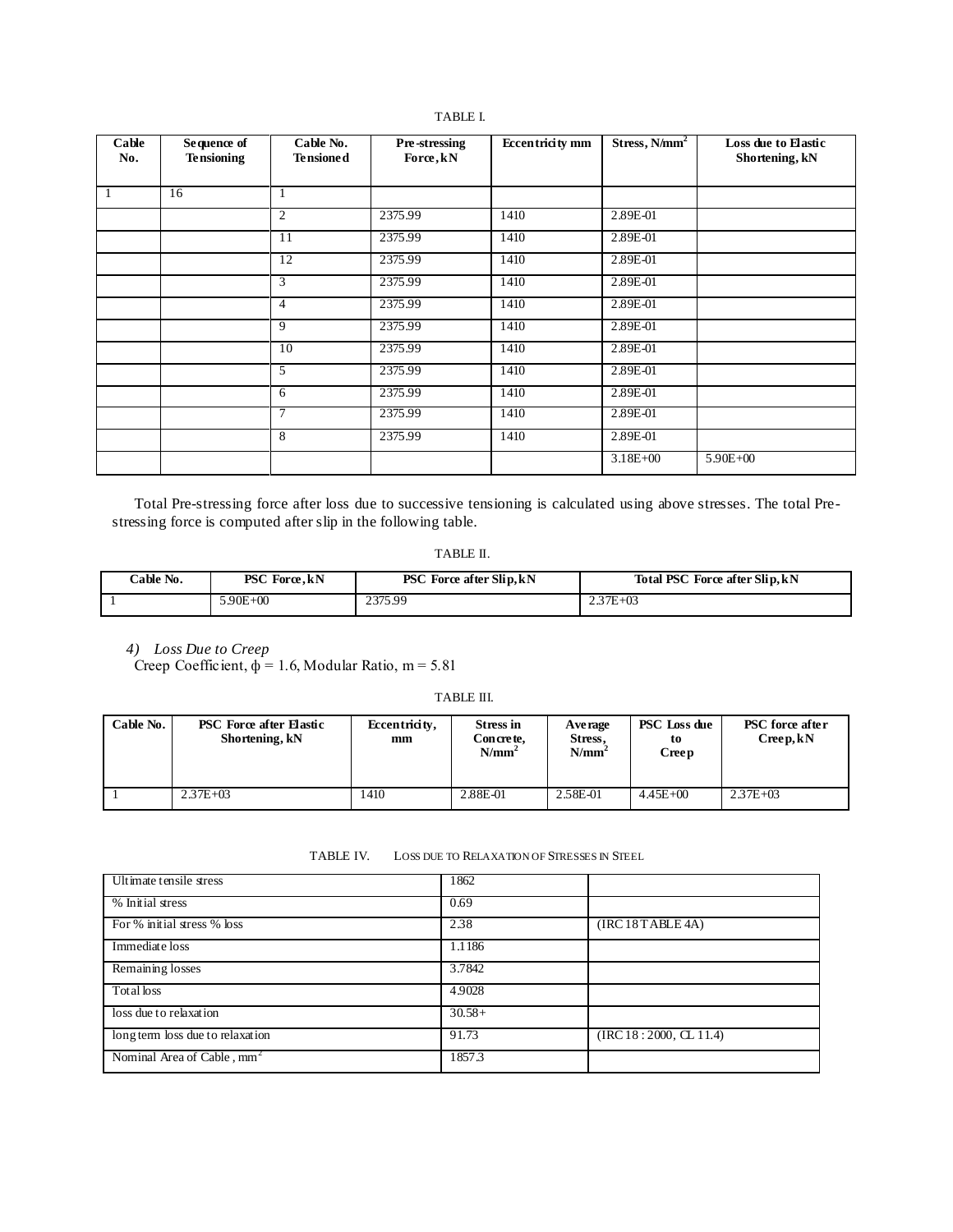TABLE I.

| Cable No. | Sequence of Tensioning | Cable No. Tensioned | Pre-stressing Force, kN | Eccentricity mm | Stress, N/mm$^2$ | Loss due to Elastic Shortening, kN |
|---|---|---|---|---|---|---|
| 1 | 16 | 1 | | | | |
| | | 2 | 2375.99 | 1410 | 2.89E-01 | |
| | | 11 | 2375.99 | 1410 | 2.89E-01 | |
| | | 12 | 2375.99 | 1410 | 2.89E-01 | |
| | | 3 | 2375.99 | 1410 | 2.89E-01 | |
| | | 4 | 2375.99 | 1410 | 2.89E-01 | |
| | | 9 | 2375.99 | 1410 | 2.89E-01 | |
| | | 10 | 2375.99 | 1410 | 2.89E-01 | |
| | | 5 | 2375.99 | 1410 | 2.89E-01 | |
| | | 6 | 2375.99 | 1410 | 2.89E-01 | |
| | | 7 | 2375.99 | 1410 | 2.89E-01 | |
| | | 8 | 2375.99 | 1410 | 2.89E-01 | |
| | | | | | 3.18E+00 | 5.90E+00 |

Total Pre-stressing force after loss due to successive tensioning is calculated using above stresses. The total Pre-stressing force is computed after slip in the following table.

TABLE II.

| Cable No. | PSC Force, kN | PSC Force after Slip, kN | Total PSC Force after Slip, kN |
|---|---|---|---|
| 1 | 5.90E+00 | 2375.99 | 2.37E+03 |

*4) Loss Due to Creep*

Creep Coefficient, $\phi = 1.6$, Modular Ratio, $m = 5.81$

TABLE III.

| Cable No. | PSC Force after Elastic Shortening, kN | Eccentricity, mm | Stress in Concrete, N/mm$^2$ | Average Stress, N/mm$^2$ | PSC Loss due to Creep | PSC force after Creep, kN |
|---|---|---|---|---|---|---|
| 1 | 2.37E+03 | 1410 | 2.88E-01 | 2.58E-01 | 4.45E+00 | 2.37E+03 |

TABLE IV. LOSS DUE TO RELAXATION OF STRESSES IN STEEL

| | | |
|---|---|---|
| Ultimate tensile stress | 1862 | |
| % Initial stress | 0.69 | |
| For % initial stress % loss | 2.38 | (IRC 18 TABLE 4A) |
| Immediate loss | 1.1186 | |
| Remaining losses | 3.7842 | |
| Total loss | 4.9028 | |
| loss due to relaxation | 30.58+ | |
| long term loss due to relaxation | 91.73 | (IRC 18 : 2000, CL 11.4) |
| Nominal Area of Cable, mm$^2$ | 1857.3 | |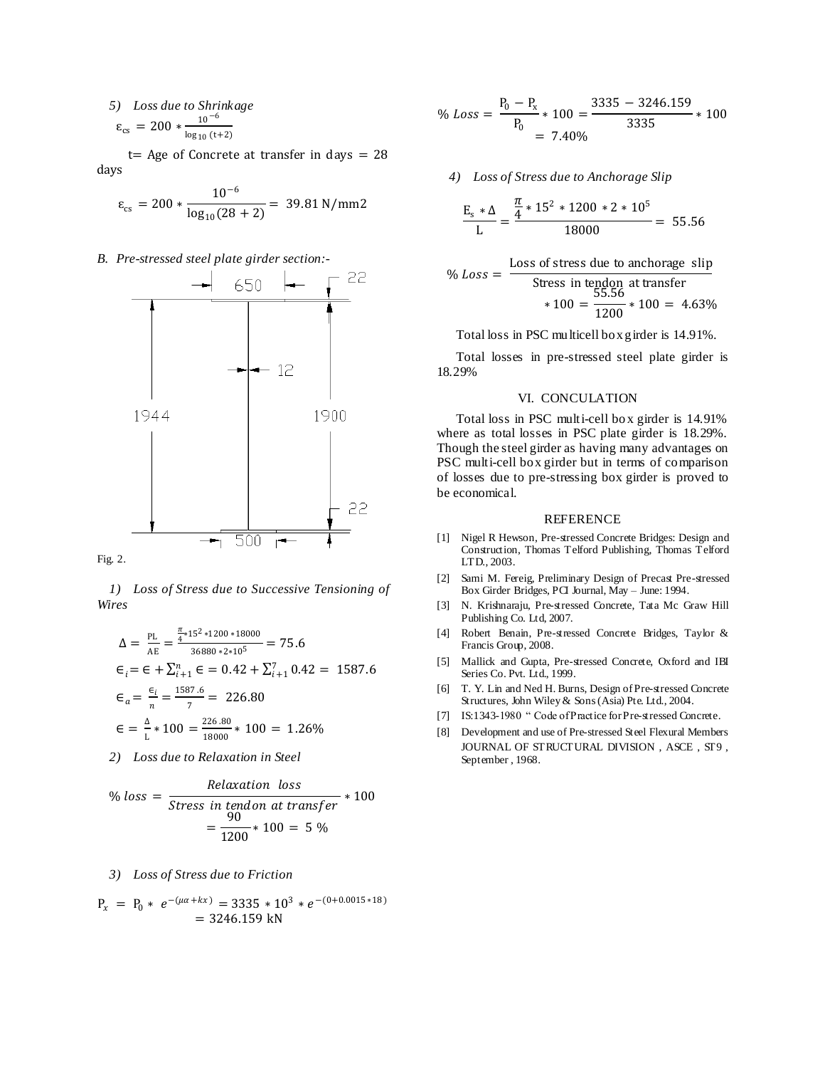5) *Loss due to Shrinkage*

$$\varepsilon_{cs} = 200 * \frac{10^{-6}}{\log_{10}(t+2)}$$

t= Age of Concrete at transfer in days = 28 days

$$\varepsilon_{cs} = 200 * \frac{10^{-6}}{\log_{10}(28+2)} = 39.81 \text{ N/mm2}$$

*B. Pre-stressed steel plate girder section:-*

650

22

12

1944

1900

22

500

Fig. 2.

1) *Loss of Stress due to Successive Tensioning of Wires*

$$\Delta = \frac{PL}{AE} = \frac{\frac{\pi}{4}*15^2*1200*18000}{36880*2*10^5} = 75.6$$

$$\epsilon_i = \epsilon + \sum_{i+1}^{n} \epsilon = 0.42 + \sum_{i+1}^{7} 0.42 = 1587.6$$

$$\epsilon_a = \frac{\epsilon_i}{n} = \frac{1587.6}{7} = 226.80$$

$$\epsilon = \frac{\Delta}{L} * 100 = \frac{226.80}{18000} * 100 = 1.26\%$$

2) *Loss due to Relaxation in Steel*

$$\% \, loss = \frac{Relaxation \;\; loss}{Stress \; in \; tendon \; at \; transfer} * 100 = \frac{90}{1200} * 100 = 5 \,\%$$

3) *Loss of Stress due to Friction*

$$P_x = P_0 * e^{-(\mu\alpha + kx)} = 3335 * 10^3 * e^{-(0+0.0015*18)} = 3246.159 \text{ kN}$$

$$\% \, Loss = \frac{P_0 - P_x}{P_0} * 100 = \frac{3335 - 3246.159}{3335} * 100 = 7.40\%$$

4) *Loss of Stress due to Anchorage Slip*

$$\frac{E_s * \Delta}{L} = \frac{\frac{\pi}{4} * 15^2 * 1200 * 2 * 10^5}{18000} = 55.56$$

$$\% \, Loss = \frac{\text{Loss of stress due to anchorage slip}}{\text{Stress in tendon at transfer}} * 100 = \frac{55.56}{1200} * 100 = 4.63\%$$

Total loss in PSC multicell box girder is 14.91%.

Total losses in pre-stressed steel plate girder is 18.29%

## VI. CONCULATION

Total loss in PSC multi-cell box girder is 14.91% where as total losses in PSC plate girder is 18.29%. Though the steel girder as having many advantages on PSC multi-cell box girder but in terms of comparison of losses due to pre-stressing box girder is proved to be economical.

## REFERENCE

[1] Nigel R Hewson, Pre-stressed Concrete Bridges: Design and Construction, Thomas Telford Publishing, Thomas Telford LTD., 2003.

[2] Sami M. Fereig, Preliminary Design of Precast Pre-stressed Box Girder Bridges, PCI Journal, May – June: 1994.

[3] N. Krishnaraju, Pre-stressed Concrete, Tata Mc Graw Hill Publishing Co. Ltd, 2007.

[4] Robert Benain, Pre-stressed Concrete Bridges, Taylor & Francis Group, 2008.

[5] Mallick and Gupta, Pre-stressed Concrete, Oxford and IBI Series Co. Pvt. Ltd., 1999.

[6] T. Y. Lin and Ned H. Burns, Design of Pre-stressed Concrete Structures, John Wiley & Sons (Asia) Pte. Ltd., 2004.

[7] IS:1343-1980 " Code of Practice for Pre-stressed Concrete.

[8] Development and use of Pre-stressed Steel Flexural Members JOURNAL OF STRUCTURAL DIVISION , ASCE , ST9 , September , 1968.